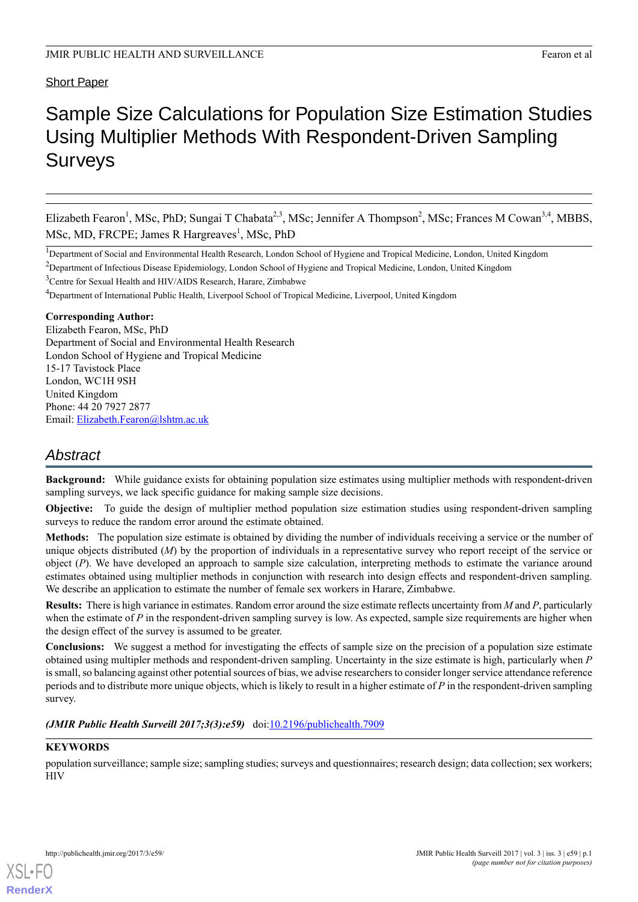Short Paper

# Sample Size Calculations for Population Size Estimation Studies Using Multiplier Methods With Respondent-Driven Sampling Surveys

Elizabeth Fearon[1], MSc, PhD; Sungai T Chabata[2,3], MSc; Jennifer A Thompson[2], MSc; Frances M Cowan[3,4], MBBS, MSc, MD, FRCPE; James R Hargreaves[1], MSc, PhD

[1]Department of Social and Environmental Health Research, London School of Hygiene and Tropical Medicine, London, United Kingdom

[2]Department of Infectious Disease Epidemiology, London School of Hygiene and Tropical Medicine, London, United Kingdom

[3]Centre for Sexual Health and HIV/AIDS Research, Harare, Zimbabwe

[4]Department of International Public Health, Liverpool School of Tropical Medicine, Liverpool, United Kingdom

**Corresponding Author:**
Elizabeth Fearon, MSc, PhD
Department of Social and Environmental Health Research
London School of Hygiene and Tropical Medicine
15-17 Tavistock Place
London, WC1H 9SH
United Kingdom
Phone: 44 20 7927 2877
Email: Elizabeth.Fearon@lshtm.ac.uk

## Abstract

**Background:** While guidance exists for obtaining population size estimates using multiplier methods with respondent-driven sampling surveys, we lack specific guidance for making sample size decisions.

**Objective:** To guide the design of multiplier method population size estimation studies using respondent-driven sampling surveys to reduce the random error around the estimate obtained.

**Methods:** The population size estimate is obtained by dividing the number of individuals receiving a service or the number of unique objects distributed (*M*) by the proportion of individuals in a representative survey who report receipt of the service or object (*P*). We have developed an approach to sample size calculation, interpreting methods to estimate the variance around estimates obtained using multiplier methods in conjunction with research into design effects and respondent-driven sampling. We describe an application to estimate the number of female sex workers in Harare, Zimbabwe.

**Results:** There is high variance in estimates. Random error around the size estimate reflects uncertainty from *M* and *P*, particularly when the estimate of *P* in the respondent-driven sampling survey is low. As expected, sample size requirements are higher when the design effect of the survey is assumed to be greater.

**Conclusions:** We suggest a method for investigating the effects of sample size on the precision of a population size estimate obtained using multipler methods and respondent-driven sampling. Uncertainty in the size estimate is high, particularly when *P* is small, so balancing against other potential sources of bias, we advise researchers to consider longer service attendance reference periods and to distribute more unique objects, which is likely to result in a higher estimate of *P* in the respondent-driven sampling survey.

***(JMIR Public Health Surveill 2017;3(3):e59)*** doi:10.2196/publichealth.7909

**KEYWORDS**

population surveillance; sample size; sampling studies; surveys and questionnaires; research design; data collection; sex workers; HIV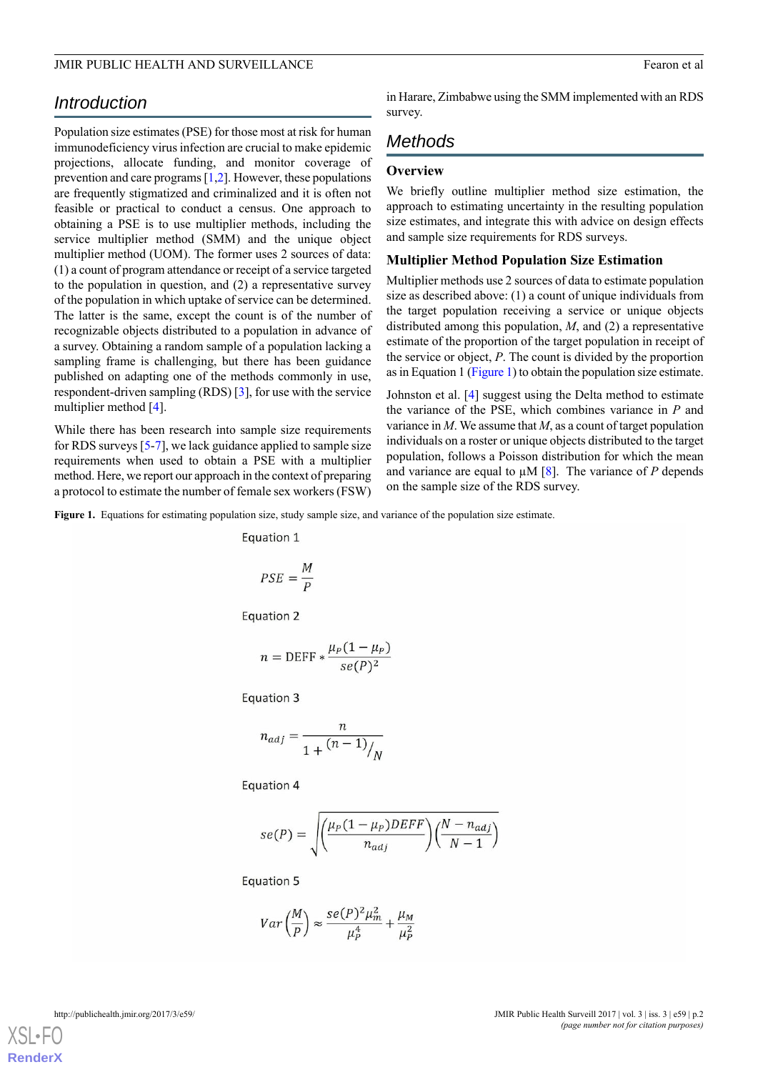## Introduction

Population size estimates (PSE) for those most at risk for human immunodeficiency virus infection are crucial to make epidemic projections, allocate funding, and monitor coverage of prevention and care programs [1,2]. However, these populations are frequently stigmatized and criminalized and it is often not feasible or practical to conduct a census. One approach to obtaining a PSE is to use multiplier methods, including the service multiplier method (SMM) and the unique object multiplier method (UOM). The former uses 2 sources of data: (1) a count of program attendance or receipt of a service targeted to the population in question, and (2) a representative survey of the population in which uptake of service can be determined. The latter is the same, except the count is of the number of recognizable objects distributed to a population in advance of a survey. Obtaining a random sample of a population lacking a sampling frame is challenging, but there has been guidance published on adapting one of the methods commonly in use, respondent-driven sampling (RDS) [3], for use with the service multiplier method [4].

While there has been research into sample size requirements for RDS surveys [5-7], we lack guidance applied to sample size requirements when used to obtain a PSE with a multiplier method. Here, we report our approach in the context of preparing a protocol to estimate the number of female sex workers (FSW) in Harare, Zimbabwe using the SMM implemented with an RDS survey.

## Methods

### Overview

We briefly outline multiplier method size estimation, the approach to estimating uncertainty in the resulting population size estimates, and integrate this with advice on design effects and sample size requirements for RDS surveys.

### Multiplier Method Population Size Estimation

Multiplier methods use 2 sources of data to estimate population size as described above: (1) a count of unique individuals from the target population receiving a service or unique objects distributed among this population, *M*, and (2) a representative estimate of the proportion of the target population in receipt of the service or object, *P*. The count is divided by the proportion as in Equation 1 (Figure 1) to obtain the population size estimate.

Johnston et al. [4] suggest using the Delta method to estimate the variance of the PSE, which combines variance in *P* and variance in *M*. We assume that *M*, as a count of target population individuals on a roster or unique objects distributed to the target population, follows a Poisson distribution for which the mean and variance are equal to $\mu M$ [8]. The variance of *P* depends on the sample size of the RDS survey.

**Figure 1.** Equations for estimating population size, study sample size, and variance of the population size estimate.

Equation 1

$$PSE = \frac{M}{P}$$

Equation 2

$$n = \text{DEFF} * \frac{\mu_P(1-\mu_P)}{se(P)^2}$$

Equation 3

$$n_{adj} = \frac{n}{1 + {(n-1)}/{N}}$$

Equation 4

$$se(P) = \sqrt{\left(\frac{\mu_P(1-\mu_P)DEFF}{n_{adj}}\right)\left(\frac{N-n_{adj}}{N-1}\right)}$$

Equation 5

$$Var\left(\frac{M}{P}\right) \approx \frac{se(P)^2\mu_m^2}{\mu_P^4} + \frac{\mu_M}{\mu_P^2}$$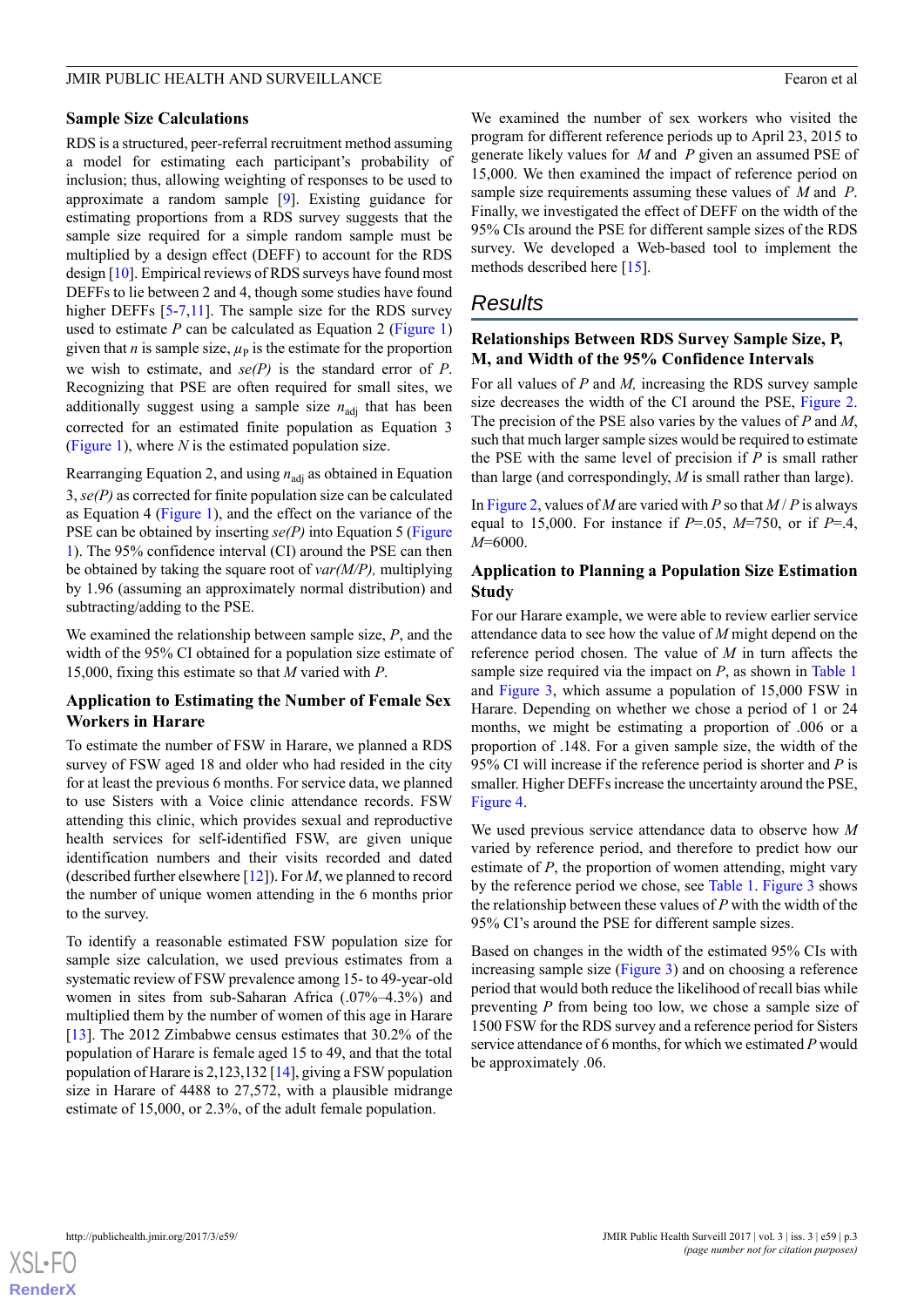### Sample Size Calculations

RDS is a structured, peer-referral recruitment method assuming a model for estimating each participant's probability of inclusion; thus, allowing weighting of responses to be used to approximate a random sample [9]. Existing guidance for estimating proportions from a RDS survey suggests that the sample size required for a simple random sample must be multiplied by a design effect (DEFF) to account for the RDS design [10]. Empirical reviews of RDS surveys have found most DEFFs to lie between 2 and 4, though some studies have found higher DEFFs [5-7,11]. The sample size for the RDS survey used to estimate *P* can be calculated as Equation 2 (Figure 1) given that *n* is sample size, $\mu_P$ is the estimate for the proportion we wish to estimate, and *se(P)* is the standard error of *P*. Recognizing that PSE are often required for small sites, we additionally suggest using a sample size $n_{adj}$ that has been corrected for an estimated finite population as Equation 3 (Figure 1), where *N* is the estimated population size.

Rearranging Equation 2, and using $n_{adj}$ as obtained in Equation 3, *se(P)* as corrected for finite population size can be calculated as Equation 4 (Figure 1), and the effect on the variance of the PSE can be obtained by inserting *se(P)* into Equation 5 (Figure 1). The 95% confidence interval (CI) around the PSE can then be obtained by taking the square root of *var(M/P),* multiplying by 1.96 (assuming an approximately normal distribution) and subtracting/adding to the PSE.

We examined the relationship between sample size, *P*, and the width of the 95% CI obtained for a population size estimate of 15,000, fixing this estimate so that *M* varied with *P*.

### Application to Estimating the Number of Female Sex Workers in Harare

To estimate the number of FSW in Harare, we planned a RDS survey of FSW aged 18 and older who had resided in the city for at least the previous 6 months. For service data, we planned to use Sisters with a Voice clinic attendance records. FSW attending this clinic, which provides sexual and reproductive health services for self-identified FSW, are given unique identification numbers and their visits recorded and dated (described further elsewhere [12]). For *M*, we planned to record the number of unique women attending in the 6 months prior to the survey.

To identify a reasonable estimated FSW population size for sample size calculation, we used previous estimates from a systematic review of FSW prevalence among 15- to 49-year-old women in sites from sub-Saharan Africa (.07%–4.3%) and multiplied them by the number of women of this age in Harare [13]. The 2012 Zimbabwe census estimates that 30.2% of the population of Harare is female aged 15 to 49, and that the total population of Harare is 2,123,132 [14], giving a FSW population size in Harare of 4488 to 27,572, with a plausible midrange estimate of 15,000, or 2.3%, of the adult female population.

We examined the number of sex workers who visited the program for different reference periods up to April 23, 2015 to generate likely values for *M* and *P* given an assumed PSE of 15,000. We then examined the impact of reference period on sample size requirements assuming these values of *M* and *P*. Finally, we investigated the effect of DEFF on the width of the 95% CIs around the PSE for different sample sizes of the RDS survey. We developed a Web-based tool to implement the methods described here [15].

## Results

### Relationships Between RDS Survey Sample Size, P, M, and Width of the 95% Confidence Intervals

For all values of *P* and *M,* increasing the RDS survey sample size decreases the width of the CI around the PSE, Figure 2. The precision of the PSE also varies by the values of *P* and *M*, such that much larger sample sizes would be required to estimate the PSE with the same level of precision if *P* is small rather than large (and correspondingly, *M* is small rather than large).

In Figure 2, values of *M* are varied with *P* so that *M* / *P* is always equal to 15,000. For instance if *P*=.05, *M*=750, or if *P*=.4, *M*=6000.

### Application to Planning a Population Size Estimation Study

For our Harare example, we were able to review earlier service attendance data to see how the value of *M* might depend on the reference period chosen. The value of *M* in turn affects the sample size required via the impact on *P*, as shown in Table 1 and Figure 3, which assume a population of 15,000 FSW in Harare. Depending on whether we chose a period of 1 or 24 months, we might be estimating a proportion of .006 or a proportion of .148. For a given sample size, the width of the 95% CI will increase if the reference period is shorter and *P* is smaller. Higher DEFFs increase the uncertainty around the PSE, Figure 4.

We used previous service attendance data to observe how *M* varied by reference period, and therefore to predict how our estimate of *P*, the proportion of women attending, might vary by the reference period we chose, see Table 1. Figure 3 shows the relationship between these values of *P* with the width of the 95% CI's around the PSE for different sample sizes.

Based on changes in the width of the estimated 95% CIs with increasing sample size (Figure 3) and on choosing a reference period that would both reduce the likelihood of recall bias while preventing *P* from being too low, we chose a sample size of 1500 FSW for the RDS survey and a reference period for Sisters service attendance of 6 months, for which we estimated *P* would be approximately .06.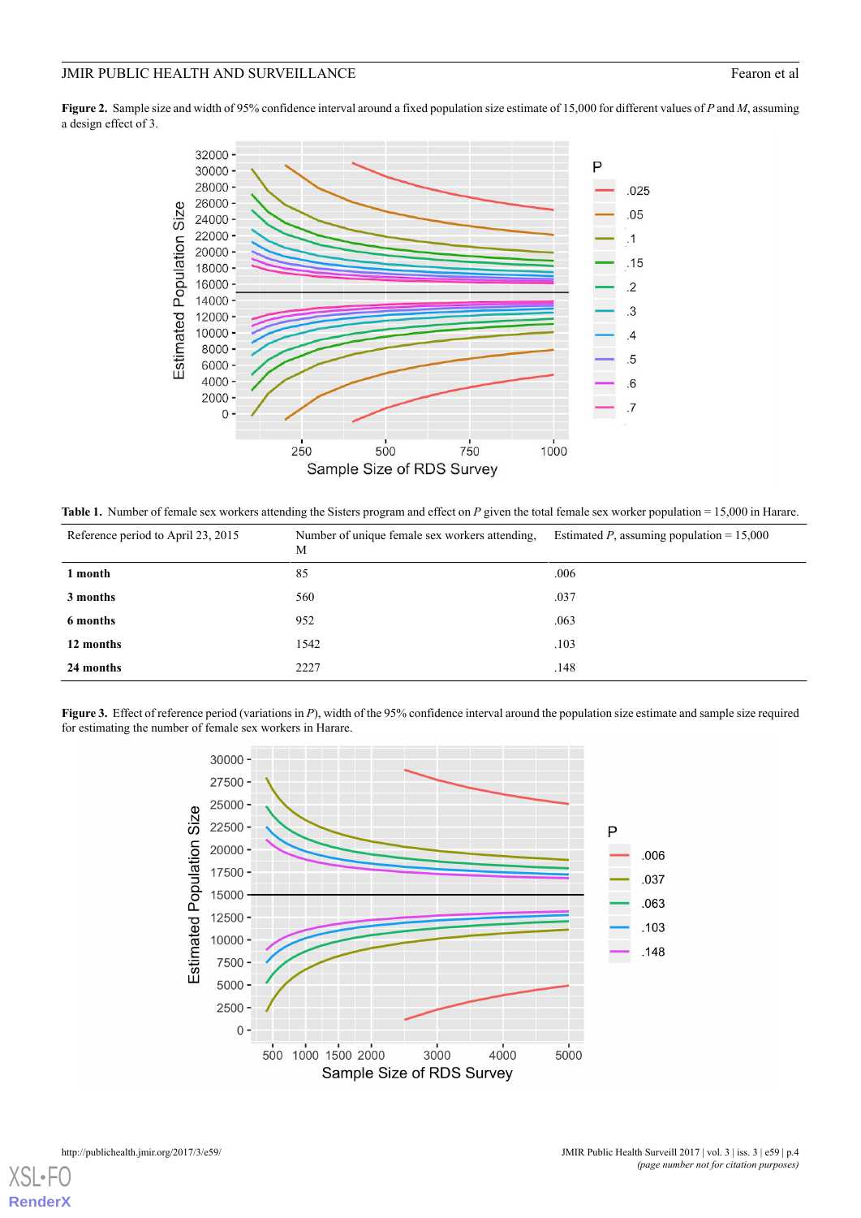**Figure 2.** Sample size and width of 95% confidence interval around a fixed population size estimate of 15,000 for different values of *P* and *M*, assuming a design effect of 3.

**Table 1.** Number of female sex workers attending the Sisters program and effect on *P* given the total female sex worker population = 15,000 in Harare.

| Reference period to April 23, 2015 | Number of unique female sex workers attending, M | Estimated *P*, assuming population = 15,000 |
|---|---|---|
| **1 month** | 85 | .006 |
| **3 months** | 560 | .037 |
| **6 months** | 952 | .063 |
| **12 months** | 1542 | .103 |
| **24 months** | 2227 | .148 |

**Figure 3.** Effect of reference period (variations in *P*), width of the 95% confidence interval around the population size estimate and sample size required for estimating the number of female sex workers in Harare.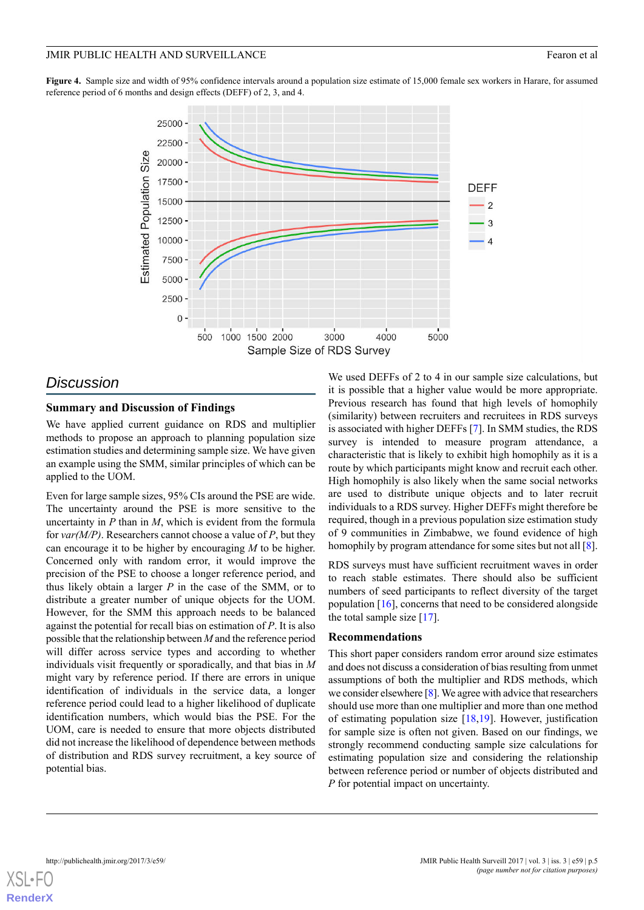**Figure 4.** Sample size and width of 95% confidence intervals around a population size estimate of 15,000 female sex workers in Harare, for assumed reference period of 6 months and design effects (DEFF) of 2, 3, and 4.

## Discussion

### Summary and Discussion of Findings

We have applied current guidance on RDS and multiplier methods to propose an approach to planning population size estimation studies and determining sample size. We have given an example using the SMM, similar principles of which can be applied to the UOM.

Even for large sample sizes, 95% CIs around the PSE are wide. The uncertainty around the PSE is more sensitive to the uncertainty in *P* than in *M*, which is evident from the formula for *var(M/P)*. Researchers cannot choose a value of *P*, but they can encourage it to be higher by encouraging *M* to be higher. Concerned only with random error, it would improve the precision of the PSE to choose a longer reference period, and thus likely obtain a larger *P* in the case of the SMM, or to distribute a greater number of unique objects for the UOM. However, for the SMM this approach needs to be balanced against the potential for recall bias on estimation of *P*. It is also possible that the relationship between *M* and the reference period will differ across service types and according to whether individuals visit frequently or sporadically, and that bias in *M* might vary by reference period. If there are errors in unique identification of individuals in the service data, a longer reference period could lead to a higher likelihood of duplicate identification numbers, which would bias the PSE. For the UOM, care is needed to ensure that more objects distributed did not increase the likelihood of dependence between methods of distribution and RDS survey recruitment, a key source of potential bias.

We used DEFFs of 2 to 4 in our sample size calculations, but it is possible that a higher value would be more appropriate. Previous research has found that high levels of homophily (similarity) between recruiters and recruitees in RDS surveys is associated with higher DEFFs [7]. In SMM studies, the RDS survey is intended to measure program attendance, a characteristic that is likely to exhibit high homophily as it is a route by which participants might know and recruit each other. High homophily is also likely when the same social networks are used to distribute unique objects and to later recruit individuals to a RDS survey. Higher DEFFs might therefore be required, though in a previous population size estimation study of 9 communities in Zimbabwe, we found evidence of high homophily by program attendance for some sites but not all [8].

RDS surveys must have sufficient recruitment waves in order to reach stable estimates. There should also be sufficient numbers of seed participants to reflect diversity of the target population [16], concerns that need to be considered alongside the total sample size [17].

### Recommendations

This short paper considers random error around size estimates and does not discuss a consideration of bias resulting from unmet assumptions of both the multiplier and RDS methods, which we consider elsewhere [8]. We agree with advice that researchers should use more than one multiplier and more than one method of estimating population size [18,19]. However, justification for sample size is often not given. Based on our findings, we strongly recommend conducting sample size calculations for estimating population size and considering the relationship between reference period or number of objects distributed and *P* for potential impact on uncertainty.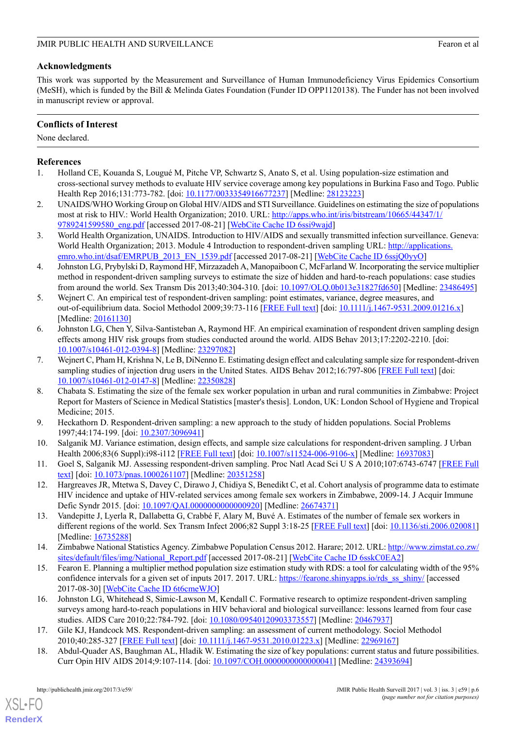## Acknowledgments

This work was supported by the Measurement and Surveillance of Human Immunodeficiency Virus Epidemics Consortium (MeSH), which is funded by the Bill & Melinda Gates Foundation (Funder ID OPP1120138). The Funder has not been involved in manuscript review or approval.

## Conflicts of Interest

None declared.

## References

1. Holland CE, Kouanda S, Lougué M, Pitche VP, Schwartz S, Anato S, et al. Using population-size estimation and cross-sectional survey methods to evaluate HIV service coverage among key populations in Burkina Faso and Togo. Public Health Rep 2016;131:773-782. [doi: 10.1177/0033354916677237] [Medline: 28123223]
2. UNAIDS/WHO Working Group on Global HIV/AIDS and STI Surveillance. Guidelines on estimating the size of populations most at risk to HIV.: World Health Organization; 2010. URL: http://apps.who.int/iris/bitstream/10665/44347/1/9789241599580_eng.pdf [accessed 2017-08-21] [WebCite Cache ID 6ssi9wajd]
3. World Health Organization, UNAIDS. Introduction to HIV/AIDS and sexually transmitted infection surveillance. Geneva: World Health Organization; 2013. Module 4 Introduction to respondent-driven sampling URL: http://applications.emro.who.int/dsaf/EMRPUB_2013_EN_1539.pdf [accessed 2017-08-21] [WebCite Cache ID 6ssjQ0yyO]
4. Johnston LG, Prybylski D, Raymond HF, Mirzazadeh A, Manopaiboon C, McFarland W. Incorporating the service multiplier method in respondent-driven sampling surveys to estimate the size of hidden and hard-to-reach populations: case studies from around the world. Sex Transm Dis 2013;40:304-310. [doi: 10.1097/OLQ.0b013e31827fd650] [Medline: 23486495]
5. Wejnert C. An empirical test of respondent-driven sampling: point estimates, variance, degree measures, and out-of-equilibrium data. Sociol Methodol 2009;39:73-116 [FREE Full text] [doi: 10.1111/j.1467-9531.2009.01216.x] [Medline: 20161130]
6. Johnston LG, Chen Y, Silva-Santisteban A, Raymond HF. An empirical examination of respondent driven sampling design effects among HIV risk groups from studies conducted around the world. AIDS Behav 2013;17:2202-2210. [doi: 10.1007/s10461-012-0394-8] [Medline: 23297082]
7. Wejnert C, Pham H, Krishna N, Le B, DiNenno E. Estimating design effect and calculating sample size for respondent-driven sampling studies of injection drug users in the United States. AIDS Behav 2012;16:797-806 [FREE Full text] [doi: 10.1007/s10461-012-0147-8] [Medline: 22350828]
8. Chabata S. Estimating the size of the female sex worker population in urban and rural communities in Zimbabwe: Project Report for Masters of Science in Medical Statistics [master's thesis]. London, UK: London School of Hygiene and Tropical Medicine; 2015.
9. Heckathorn D. Respondent-driven sampling: a new approach to the study of hidden populations. Social Problems 1997;44:174-199. [doi: 10.2307/3096941]
10. Salganik MJ. Variance estimation, design effects, and sample size calculations for respondent-driven sampling. J Urban Health 2006;83(6 Suppl):i98-i112 [FREE Full text] [doi: 10.1007/s11524-006-9106-x] [Medline: 16937083]
11. Goel S, Salganik MJ. Assessing respondent-driven sampling. Proc Natl Acad Sci U S A 2010;107:6743-6747 [FREE Full text] [doi: 10.1073/pnas.1000261107] [Medline: 20351258]
12. Hargreaves JR, Mtetwa S, Davey C, Dirawo J, Chidiya S, Benedikt C, et al. Cohort analysis of programme data to estimate HIV incidence and uptake of HIV-related services among female sex workers in Zimbabwe, 2009-14. J Acquir Immune Defic Syndr 2015. [doi: 10.1097/QAI.0000000000000920] [Medline: 26674371]
13. Vandepitte J, Lyerla R, Dallabetta G, Crabbé F, Alary M, Buvé A. Estimates of the number of female sex workers in different regions of the world. Sex Transm Infect 2006;82 Suppl 3:18-25 [FREE Full text] [doi: 10.1136/sti.2006.020081] [Medline: 16735288]
14. Zimbabwe National Statistics Agency. Zimbabwe Population Census 2012. Harare; 2012. URL: http://www.zimstat.co.zw/sites/default/files/img/National_Report.pdf [accessed 2017-08-21] [WebCite Cache ID 6sskC0EA2]
15. Fearon E. Planning a multiplier method population size estimation study with RDS: a tool for calculating width of the 95% confidence intervals for a given set of inputs 2017. 2017. URL: https://fearone.shinyapps.io/rds_ss_shiny/ [accessed 2017-08-30] [WebCite Cache ID 6t6cmeWJO]
16. Johnston LG, Whitehead S, Simic-Lawson M, Kendall C. Formative research to optimize respondent-driven sampling surveys among hard-to-reach populations in HIV behavioral and biological surveillance: lessons learned from four case studies. AIDS Care 2010;22:784-792. [doi: 10.1080/09540120903373557] [Medline: 20467937]
17. Gile KJ, Handcock MS. Respondent-driven sampling: an assessment of current methodology. Sociol Methodol 2010;40:285-327 [FREE Full text] [doi: 10.1111/j.1467-9531.2010.01223.x] [Medline: 22969167]
18. Abdul-Quader AS, Baughman AL, Hladik W. Estimating the size of key populations: current status and future possibilities. Curr Opin HIV AIDS 2014;9:107-114. [doi: 10.1097/COH.0000000000000041] [Medline: 24393694]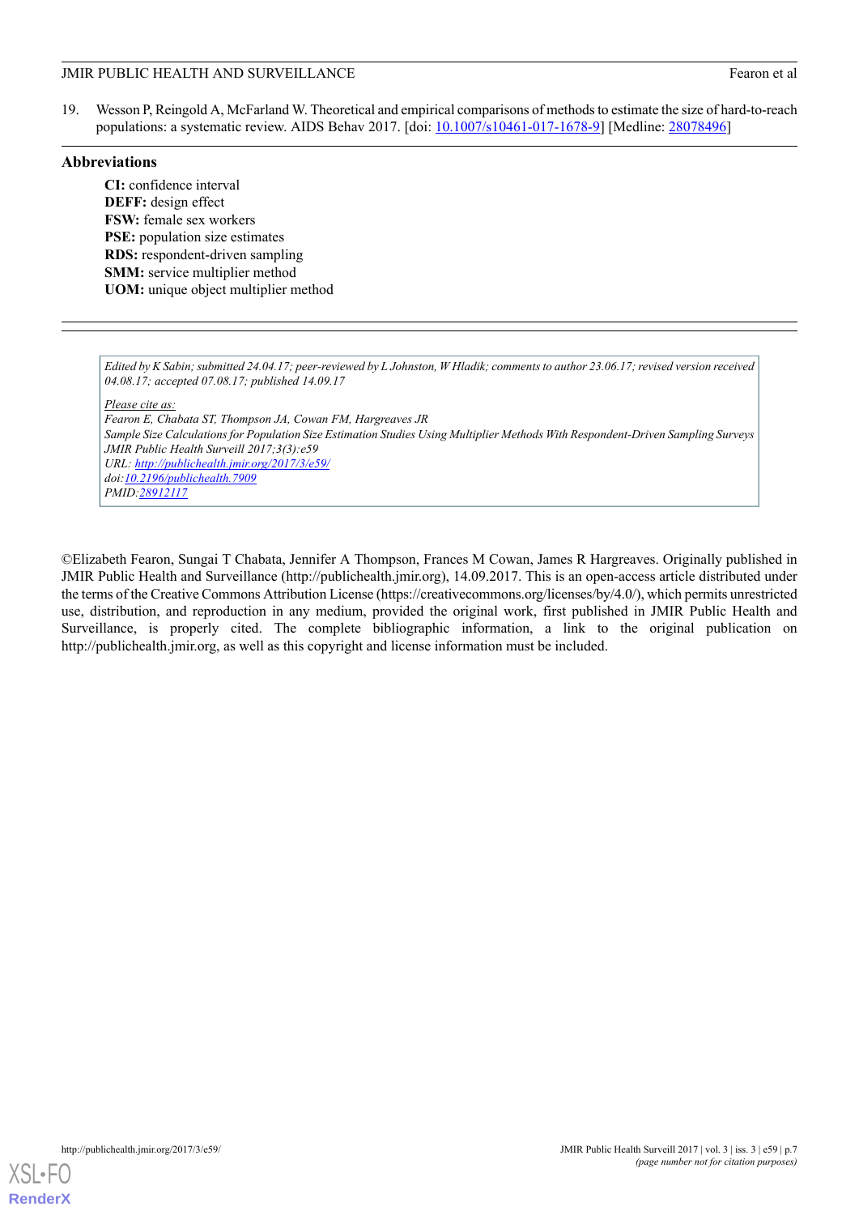19. Wesson P, Reingold A, McFarland W. Theoretical and empirical comparisons of methods to estimate the size of hard-to-reach populations: a systematic review. AIDS Behav 2017. [doi: 10.1007/s10461-017-1678-9] [Medline: 28078496]

## Abbreviations

**CI:** confidence interval
**DEFF:** design effect
**FSW:** female sex workers
**PSE:** population size estimates
**RDS:** respondent-driven sampling
**SMM:** service multiplier method
**UOM:** unique object multiplier method

---

*Edited by K Sabin; submitted 24.04.17; peer-reviewed by L Johnston, W Hladik; comments to author 23.06.17; revised version received 04.08.17; accepted 07.08.17; published 14.09.17*

*Please cite as:*
*Fearon E, Chabata ST, Thompson JA, Cowan FM, Hargreaves JR*
*Sample Size Calculations for Population Size Estimation Studies Using Multiplier Methods With Respondent-Driven Sampling Surveys*
*JMIR Public Health Surveill 2017;3(3):e59*
*URL: http://publichealth.jmir.org/2017/3/e59/*
*doi:10.2196/publichealth.7909*
*PMID:28912117*

©Elizabeth Fearon, Sungai T Chabata, Jennifer A Thompson, Frances M Cowan, James R Hargreaves. Originally published in JMIR Public Health and Surveillance (http://publichealth.jmir.org), 14.09.2017. This is an open-access article distributed under the terms of the Creative Commons Attribution License (https://creativecommons.org/licenses/by/4.0/), which permits unrestricted use, distribution, and reproduction in any medium, provided the original work, first published in JMIR Public Health and Surveillance, is properly cited. The complete bibliographic information, a link to the original publication on http://publichealth.jmir.org, as well as this copyright and license information must be included.